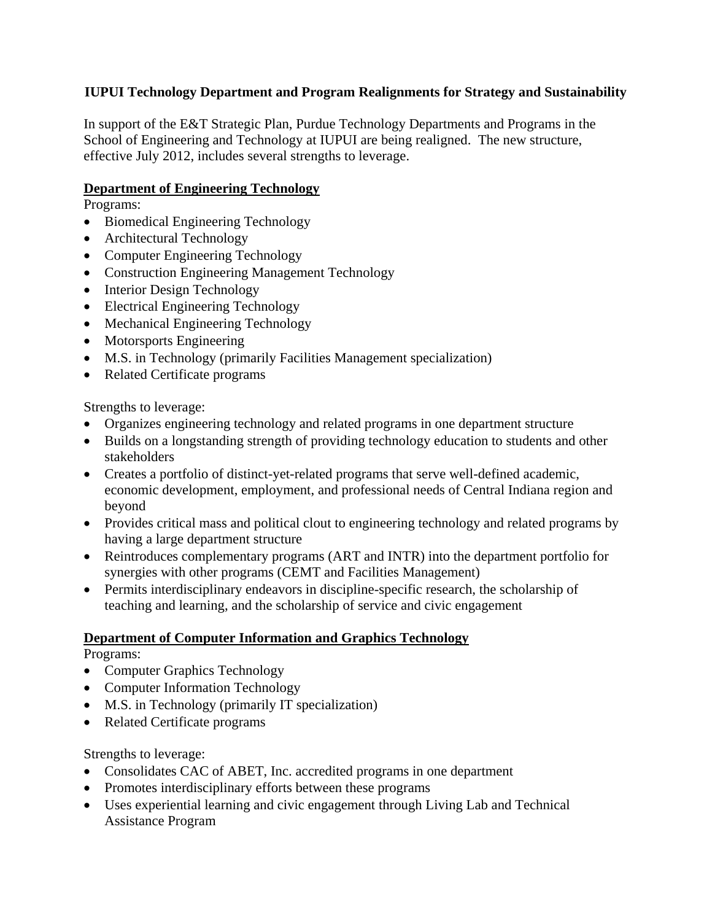# IUPUI Technology Department and Program Realignments for Strategy and Sustainability

In support of the E&T Strategic Plan, Purdue Technology Departments and Programs in the School of Engineering and Technology at IUPUI are being realigned. The new structure, effective July 2012, includes several strengths to leverage.

## Department of Engineering Technology

Programs:

- Biomedical Engineering Technology
- Architectural Technology
- Computer Engineering Technology
- Construction Engineering Management Technology
- Interior Design Technology
- Electrical Engineering Technology
- Mechanical Engineering Technology
- Motorsports Engineering
- M.S. in Technology (primarily Facilities Management specialization)
- Related Certificate programs

Strengths to leverage:

- Organizes engineering technology and related programs in one department structure
- Builds on a longstanding strength of providing technology education to students and other stakeholders
- Creates a portfolio of distinct-yet-related programs that serve well-defined academic, economic development, employment, and professional needs of Central Indiana region and beyond
- Provides critical mass and political clout to engineering technology and related programs by having a large department structure
- Reintroduces complementary programs (ART and INTR) into the department portfolio for synergies with other programs (CEMT and Facilities Management)
- Permits interdisciplinary endeavors in discipline-specific research, the scholarship of teaching and learning, and the scholarship of service and civic engagement

## Department of Computer Information and Graphics Technology

Programs:

- Computer Graphics Technology
- Computer Information Technology
- M.S. in Technology (primarily IT specialization)
- Related Certificate programs

Strengths to leverage:

- Consolidates CAC of ABET, Inc. accredited programs in one department
- Promotes interdisciplinary efforts between these programs
- Uses experiential learning and civic engagement through Living Lab and Technical Assistance Program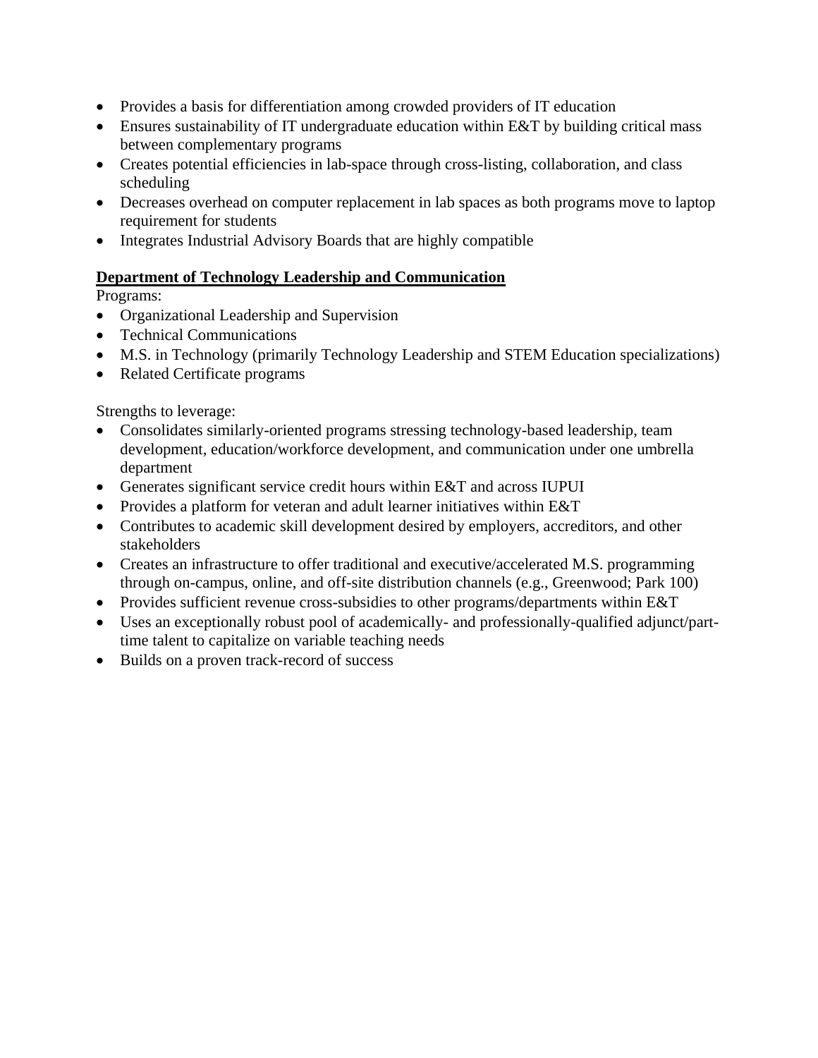- Provides a basis for differentiation among crowded providers of IT education
- Ensures sustainability of IT undergraduate education within E&T by building critical mass between complementary programs
- Creates potential efficiencies in lab-space through cross-listing, collaboration, and class scheduling
- Decreases overhead on computer replacement in lab spaces as both programs move to laptop requirement for students
- Integrates Industrial Advisory Boards that are highly compatible

**<u>Department of Technology Leadership and Communication</u>**

Programs:

- Organizational Leadership and Supervision
- Technical Communications
- M.S. in Technology (primarily Technology Leadership and STEM Education specializations)
- Related Certificate programs

Strengths to leverage:

- Consolidates similarly-oriented programs stressing technology-based leadership, team development, education/workforce development, and communication under one umbrella department
- Generates significant service credit hours within E&T and across IUPUI
- Provides a platform for veteran and adult learner initiatives within E&T
- Contributes to academic skill development desired by employers, accreditors, and other stakeholders
- Creates an infrastructure to offer traditional and executive/accelerated M.S. programming through on-campus, online, and off-site distribution channels (e.g., Greenwood; Park 100)
- Provides sufficient revenue cross-subsidies to other programs/departments within E&T
- Uses an exceptionally robust pool of academically- and professionally-qualified adjunct/part-time talent to capitalize on variable teaching needs
- Builds on a proven track-record of success